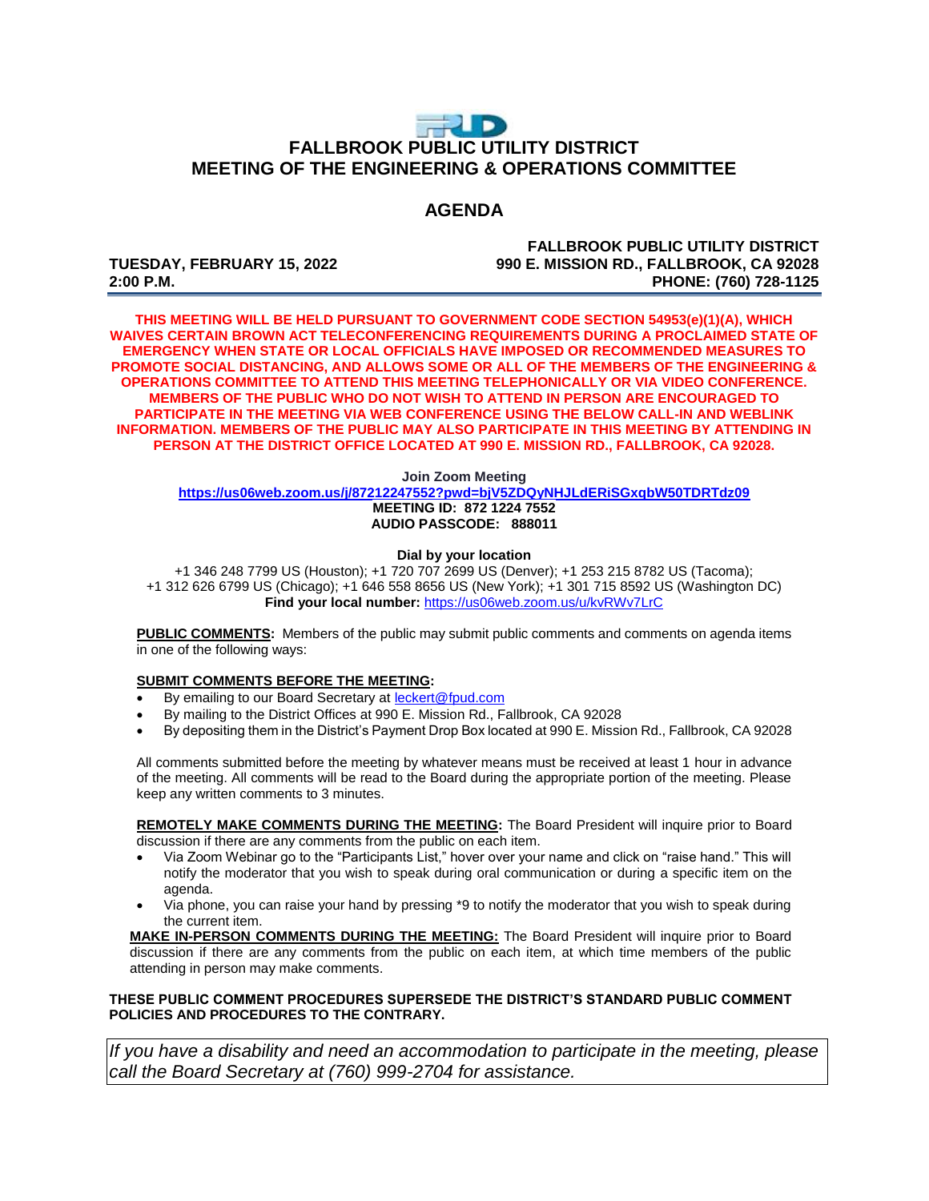# FALLBROOK PUBLIC UTILITY DISTRICT
# MEETING OF THE ENGINEERING & OPERATIONS COMMITTEE

## AGENDA

**TUESDAY, FEBRUARY 15, 2022**
**2:00 P.M.**

**FALLBROOK PUBLIC UTILITY DISTRICT**
**990 E. MISSION RD., FALLBROOK, CA 92028**
**PHONE: (760) 728-1125**

**THIS MEETING WILL BE HELD PURSUANT TO GOVERNMENT CODE SECTION 54953(e)(1)(A), WHICH WAIVES CERTAIN BROWN ACT TELECONFERENCING REQUIREMENTS DURING A PROCLAIMED STATE OF EMERGENCY WHEN STATE OR LOCAL OFFICIALS HAVE IMPOSED OR RECOMMENDED MEASURES TO PROMOTE SOCIAL DISTANCING, AND ALLOWS SOME OR ALL OF THE MEMBERS OF THE ENGINEERING & OPERATIONS COMMITTEE TO ATTEND THIS MEETING TELEPHONICALLY OR VIA VIDEO CONFERENCE. MEMBERS OF THE PUBLIC WHO DO NOT WISH TO ATTEND IN PERSON ARE ENCOURAGED TO PARTICIPATE IN THE MEETING VIA WEB CONFERENCE USING THE BELOW CALL-IN AND WEBLINK INFORMATION. MEMBERS OF THE PUBLIC MAY ALSO PARTICIPATE IN THIS MEETING BY ATTENDING IN PERSON AT THE DISTRICT OFFICE LOCATED AT 990 E. MISSION RD., FALLBROOK, CA 92028.**

**Join Zoom Meeting**
**https://us06web.zoom.us/j/87212247552?pwd=bjV5ZDQyNHJLdERiSGxqbW50TDRTdz09**
**MEETING ID: 872 1224 7552**
**AUDIO PASSCODE: 888011**

**Dial by your location**
+1 346 248 7799 US (Houston); +1 720 707 2699 US (Denver); +1 253 215 8782 US (Tacoma);
+1 312 626 6799 US (Chicago); +1 646 558 8656 US (New York); +1 301 715 8592 US (Washington DC)
**Find your local number:** https://us06web.zoom.us/u/kvRWv7LrC

**PUBLIC COMMENTS:** Members of the public may submit public comments and comments on agenda items in one of the following ways:

**SUBMIT COMMENTS BEFORE THE MEETING:**

- By emailing to our Board Secretary at leckert@fpud.com
- By mailing to the District Offices at 990 E. Mission Rd., Fallbrook, CA 92028
- By depositing them in the District's Payment Drop Box located at 990 E. Mission Rd., Fallbrook, CA 92028

All comments submitted before the meeting by whatever means must be received at least 1 hour in advance of the meeting. All comments will be read to the Board during the appropriate portion of the meeting. Please keep any written comments to 3 minutes.

**REMOTELY MAKE COMMENTS DURING THE MEETING:** The Board President will inquire prior to Board discussion if there are any comments from the public on each item.

- Via Zoom Webinar go to the "Participants List," hover over your name and click on "raise hand." This will notify the moderator that you wish to speak during oral communication or during a specific item on the agenda.
- Via phone, you can raise your hand by pressing *9 to notify the moderator that you wish to speak during the current item.

**MAKE IN-PERSON COMMENTS DURING THE MEETING:** The Board President will inquire prior to Board discussion if there are any comments from the public on each item, at which time members of the public attending in person may make comments.

**THESE PUBLIC COMMENT PROCEDURES SUPERSEDE THE DISTRICT'S STANDARD PUBLIC COMMENT POLICIES AND PROCEDURES TO THE CONTRARY.**

*If you have a disability and need an accommodation to participate in the meeting, please call the Board Secretary at (760) 999-2704 for assistance.*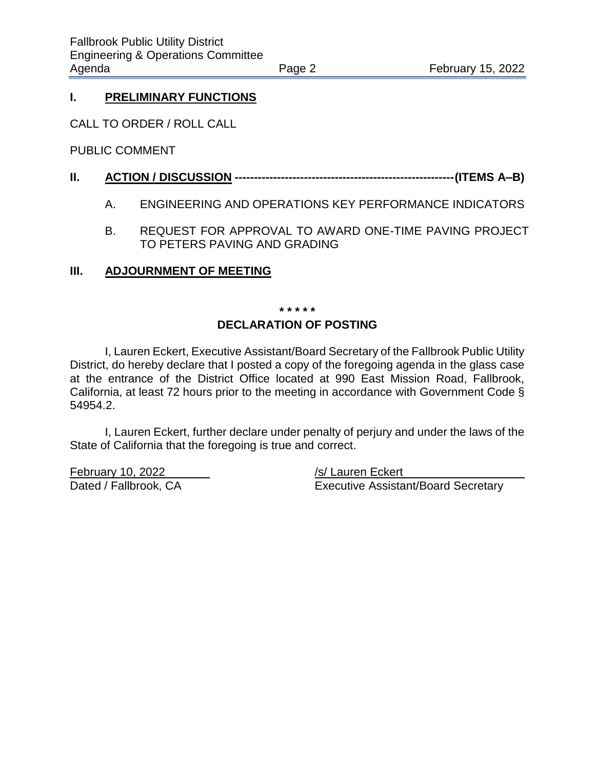## I. PRELIMINARY FUNCTIONS

CALL TO ORDER / ROLL CALL

PUBLIC COMMENT

## II. ACTION / DISCUSSION ----------------------------------------------------------(ITEMS A–B)

A. ENGINEERING AND OPERATIONS KEY PERFORMANCE INDICATORS

B. REQUEST FOR APPROVAL TO AWARD ONE-TIME PAVING PROJECT TO PETERS PAVING AND GRADING

## III. ADJOURNMENT OF MEETING

\* \* \* \* \*

**DECLARATION OF POSTING**

I, Lauren Eckert, Executive Assistant/Board Secretary of the Fallbrook Public Utility District, do hereby declare that I posted a copy of the foregoing agenda in the glass case at the entrance of the District Office located at 990 East Mission Road, Fallbrook, California, at least 72 hours prior to the meeting in accordance with Government Code § 54954.2.

I, Lauren Eckert, further declare under penalty of perjury and under the laws of the State of California that the foregoing is true and correct.

February 10, 2022
Dated / Fallbrook, CA

/s/ Lauren Eckert
Executive Assistant/Board Secretary